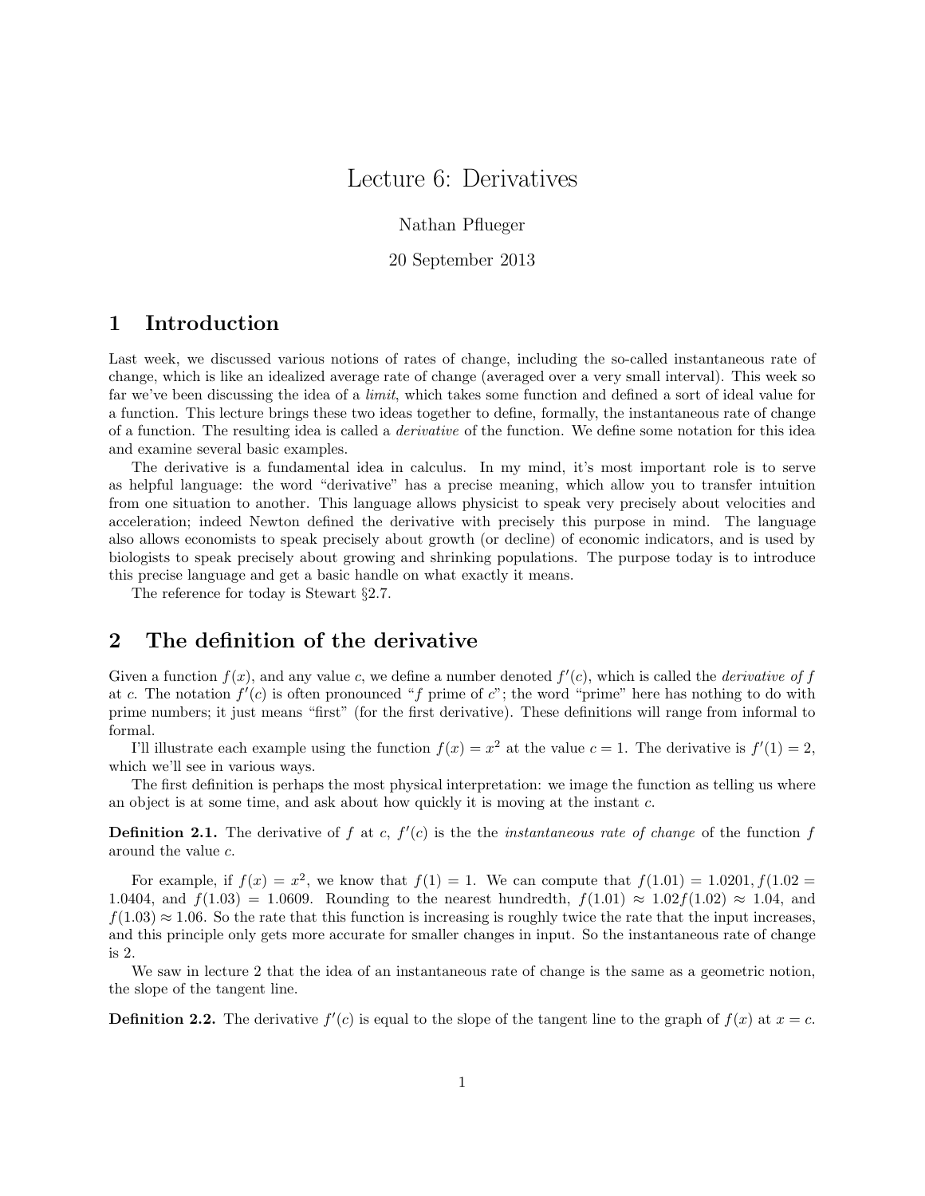# Lecture 6: Derivatives

Nathan Pflueger

20 September 2013

## 1 Introduction

Last week, we discussed various notions of rates of change, including the so-called instantaneous rate of change, which is like an idealized average rate of change (averaged over a very small interval). This week so far we've been discussing the idea of a *limit*, which takes some function and defined a sort of ideal value for a function. This lecture brings these two ideas together to define, formally, the instantaneous rate of change of a function. The resulting idea is called a *derivative* of the function. We define some notation for this idea and examine several basic examples.

The derivative is a fundamental idea in calculus. In my mind, it's most important role is to serve as helpful language: the word "derivative" has a precise meaning, which allow you to transfer intuition from one situation to another. This language allows physicist to speak very precisely about velocities and acceleration; indeed Newton defined the derivative with precisely this purpose in mind. The language also allows economists to speak precisely about growth (or decline) of economic indicators, and is used by biologists to speak precisely about growing and shrinking populations. The purpose today is to introduce this precise language and get a basic handle on what exactly it means.

The reference for today is Stewart §2.7.

## 2 The definition of the derivative

Given a function $f(x)$, and any value $c$, we define a number denoted $f'(c)$, which is called the *derivative of* $f$ at $c$. The notation $f'(c)$ is often pronounced "$f$ prime of $c$"; the word "prime" here has nothing to do with prime numbers; it just means "first" (for the first derivative). These definitions will range from informal to formal.

I'll illustrate each example using the function $f(x) = x^2$ at the value $c = 1$. The derivative is $f'(1) = 2$, which we'll see in various ways.

The first definition is perhaps the most physical interpretation: we image the function as telling us where an object is at some time, and ask about how quickly it is moving at the instant $c$.

**Definition 2.1.** The derivative of $f$ at $c$, $f'(c)$ is the the *instantaneous rate of change* of the function $f$ around the value $c$.

For example, if $f(x) = x^2$, we know that $f(1) = 1$. We can compute that $f(1.01) = 1.0201, f(1.02 = 1.0404$, and $f(1.03) = 1.0609$. Rounding to the nearest hundredth, $f(1.01) \approx 1.02 f(1.02) \approx 1.04$, and $f(1.03) \approx 1.06$. So the rate that this function is increasing is roughly twice the rate that the input increases, and this principle only gets more accurate for smaller changes in input. So the instantaneous rate of change is 2.

We saw in lecture 2 that the idea of an instantaneous rate of change is the same as a geometric notion, the slope of the tangent line.

**Definition 2.2.** The derivative $f'(c)$ is equal to the slope of the tangent line to the graph of $f(x)$ at $x = c$.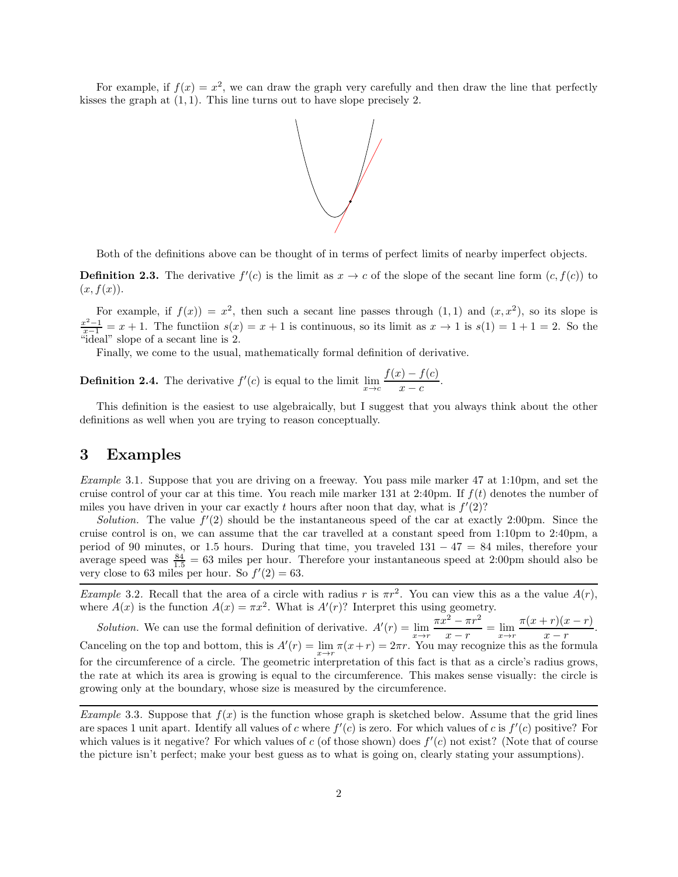For example, if $f(x) = x^2$, we can draw the graph very carefully and then draw the line that perfectly kisses the graph at $(1, 1)$. This line turns out to have slope precisely 2.

Both of the definitions above can be thought of in terms of perfect limits of nearby imperfect objects.

**Definition 2.3.** The derivative $f'(c)$ is the limit as $x \to c$ of the slope of the secant line form $(c, f(c))$ to $(x, f(x))$.

For example, if $f(x)) = x^2$, then such a secant line passes through $(1, 1)$ and $(x, x^2)$, so its slope is $\frac{x^2-1}{x-1} = x + 1$. The functiion $s(x) = x + 1$ is continuous, so its limit as $x \to 1$ is $s(1) = 1 + 1 = 2$. So the "ideal" slope of a secant line is 2.

Finally, we come to the usual, mathematically formal definition of derivative.

**Definition 2.4.** The derivative $f'(c)$ is equal to the limit $\lim\limits_{x \to c} \dfrac{f(x) - f(c)}{x - c}$.

This definition is the easiest to use algebraically, but I suggest that you always think about the other definitions as well when you are trying to reason conceptually.

# 3 Examples

*Example* 3.1. Suppose that you are driving on a freeway. You pass mile marker 47 at 1:10pm, and set the cruise control of your car at this time. You reach mile marker 131 at 2:40pm. If $f(t)$ denotes the number of miles you have driven in your car exactly $t$ hours after noon that day, what is $f'(2)$?

*Solution.* The value $f'(2)$ should be the instantaneous speed of the car at exactly 2:00pm. Since the cruise control is on, we can assume that the car travelled at a constant speed from 1:10pm to 2:40pm, a period of 90 minutes, or 1.5 hours. During that time, you traveled $131 - 47 = 84$ miles, therefore your average speed was $\frac{84}{1.5} = 63$ miles per hour. Therefore your instantaneous speed at 2:00pm should also be very close to 63 miles per hour. So $f'(2) = 63$.

---

*Example* 3.2. Recall that the area of a circle with radius $r$ is $\pi r^2$. You can view this as a the value $A(r)$, where $A(x)$ is the function $A(x) = \pi x^2$. What is $A'(r)$? Interpret this using geometry.

*Solution.* We can use the formal definition of derivative. $A'(r) = \lim\limits_{x \to r} \dfrac{\pi x^2 - \pi r^2}{x - r} = \lim\limits_{x \to r} \dfrac{\pi(x + r)(x - r)}{x - r}$. Canceling on the top and bottom, this is $A'(r) = \lim\limits_{x \to r} \pi(x + r) = 2\pi r$. You may recognize this as the formula for the circumference of a circle. The geometric interpretation of this fact is that as a circle's radius grows, the rate at which its area is growing is equal to the circumference. This makes sense visually: the circle is growing only at the boundary, whose size is measured by the circumference.

---

*Example* 3.3. Suppose that $f(x)$ is the function whose graph is sketched below. Assume that the grid lines are spaces 1 unit apart. Identify all values of $c$ where $f'(c)$ is zero. For which values of $c$ is $f'(c)$ positive? For which values is it negative? For which values of $c$ (of those shown) does $f'(c)$ not exist? (Note that of course the picture isn't perfect; make your best guess as to what is going on, clearly stating your assumptions).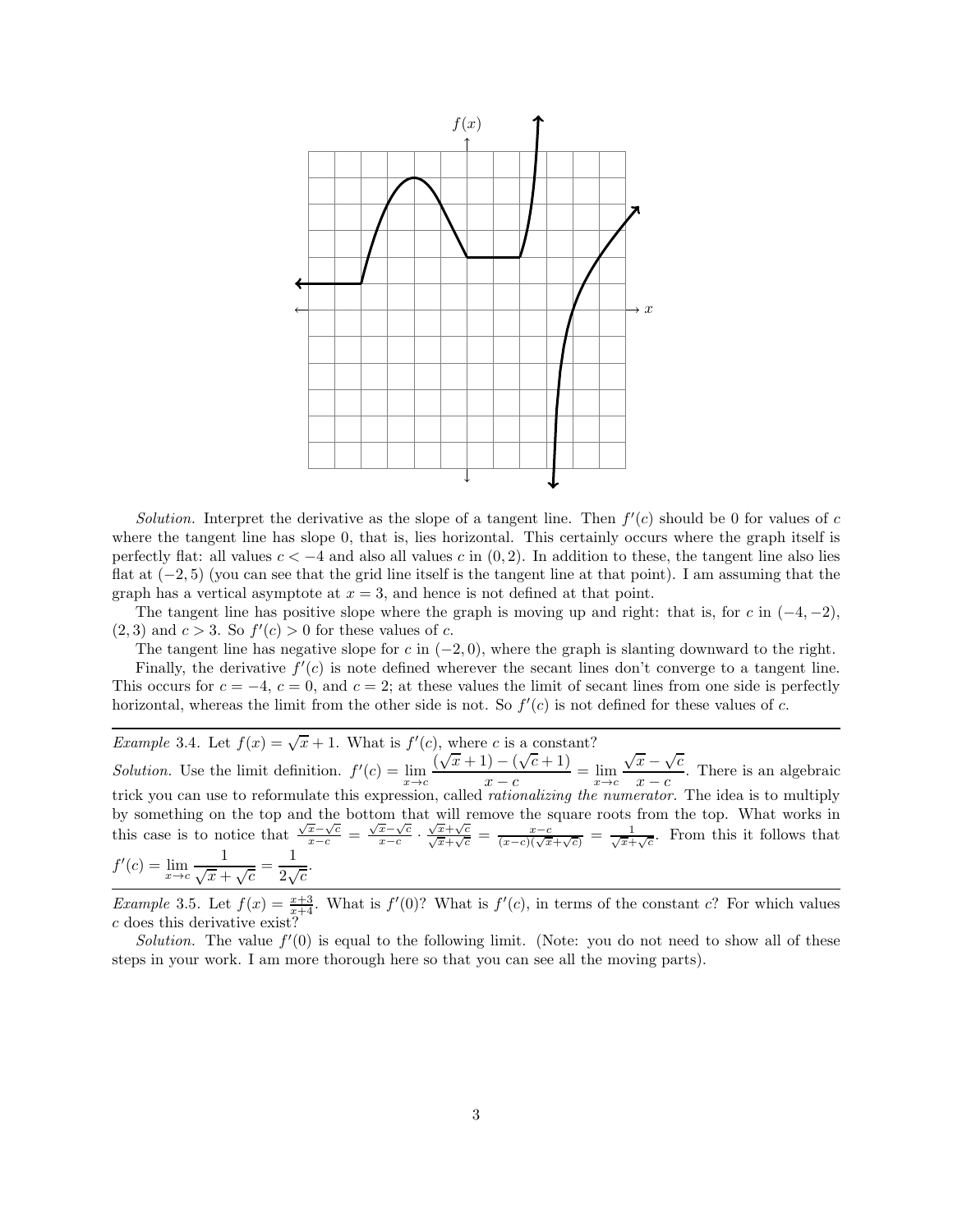*Solution.* Interpret the derivative as the slope of a tangent line. Then $f'(c)$ should be 0 for values of $c$ where the tangent line has slope 0, that is, lies horizontal. This certainly occurs where the graph itself is perfectly flat: all values $c < -4$ and also all values $c$ in $(0, 2)$. In addition to these, the tangent line also lies flat at $(-2, 5)$ (you can see that the grid line itself is the tangent line at that point). I am assuming that the graph has a vertical asymptote at $x = 3$, and hence is not defined at that point.

The tangent line has positive slope where the graph is moving up and right: that is, for $c$ in $(-4, -2)$, $(2, 3)$ and $c > 3$. So $f'(c) > 0$ for these values of $c$.

The tangent line has negative slope for $c$ in $(-2, 0)$, where the graph is slanting downward to the right.

Finally, the derivative $f'(c)$ is note defined wherever the secant lines don't converge to a tangent line. This occurs for $c = -4$, $c = 0$, and $c = 2$; at these values the limit of secant lines from one side is perfectly horizontal, whereas the limit from the other side is not. So $f'(c)$ is not defined for these values of $c$.

---

*Example* 3.4. Let $f(x) = \sqrt{x} + 1$. What is $f'(c)$, where $c$ is a constant?

*Solution.* Use the limit definition. $f'(c) = \lim_{x \to c} \frac{(\sqrt{x} + 1) - (\sqrt{c} + 1)}{x - c} = \lim_{x \to c} \frac{\sqrt{x} - \sqrt{c}}{x - c}$. There is an algebraic trick you can use to reformulate this expression, called *rationalizing the numerator*. The idea is to multiply by something on the top and the bottom that will remove the square roots from the top. What works in this case is to notice that $\frac{\sqrt{x}-\sqrt{c}}{x-c} = \frac{\sqrt{x}-\sqrt{c}}{x-c} \cdot \frac{\sqrt{x}+\sqrt{c}}{\sqrt{x}+\sqrt{c}} = \frac{x-c}{(x-c)(\sqrt{x}+\sqrt{c})} = \frac{1}{\sqrt{x}+\sqrt{c}}$. From this it follows that $f'(c) = \lim_{x \to c} \frac{1}{\sqrt{x} + \sqrt{c}} = \frac{1}{2\sqrt{c}}$.

---

*Example* 3.5. Let $f(x) = \frac{x+3}{x+4}$. What is $f'(0)$? What is $f'(c)$, in terms of the constant $c$? For which values $c$ does this derivative exist?

*Solution.* The value $f'(0)$ is equal to the following limit. (Note: you do not need to show all of these steps in your work. I am more thorough here so that you can see all the moving parts).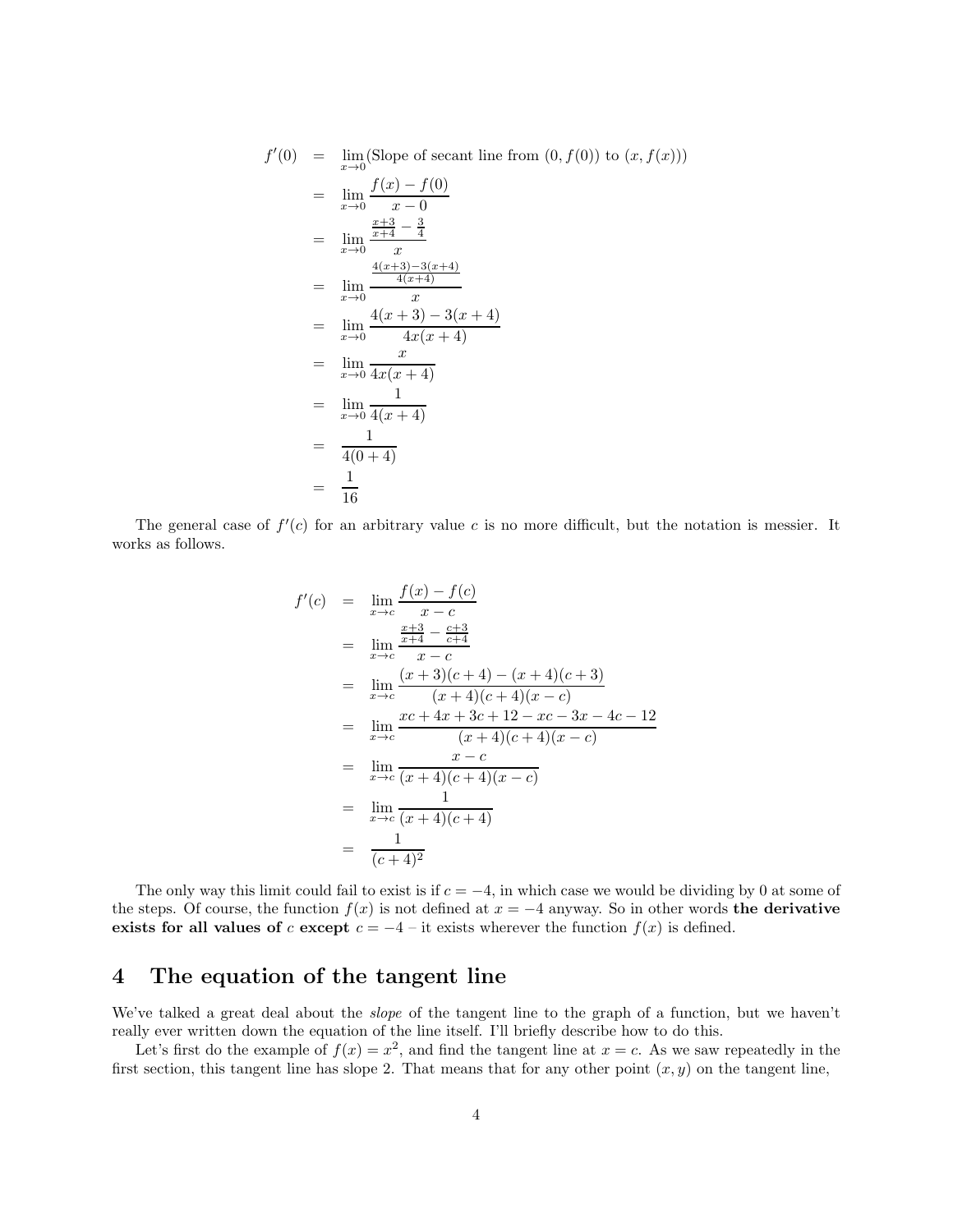$$
\begin{aligned}
f'(0) &= \lim_{x\to 0}(\text{Slope of secant line from } (0, f(0)) \text{ to } (x, f(x))) \\
&= \lim_{x\to 0} \frac{f(x)-f(0)}{x-0} \\
&= \lim_{x\to 0} \frac{\frac{x+3}{x+4} - \frac{3}{4}}{x} \\
&= \lim_{x\to 0} \frac{\frac{4(x+3)-3(x+4)}{4(x+4)}}{x} \\
&= \lim_{x\to 0} \frac{4(x+3)-3(x+4)}{4x(x+4)} \\
&= \lim_{x\to 0} \frac{x}{4x(x+4)} \\
&= \lim_{x\to 0} \frac{1}{4(x+4)} \\
&= \frac{1}{4(0+4)} \\
&= \frac{1}{16}
\end{aligned}
$$

The general case of $f'(c)$ for an arbitrary value $c$ is no more difficult, but the notation is messier. It works as follows.

$$
\begin{aligned}
f'(c) &= \lim_{x\to c} \frac{f(x)-f(c)}{x-c} \\
&= \lim_{x\to c} \frac{\frac{x+3}{x+4} - \frac{c+3}{c+4}}{x-c} \\
&= \lim_{x\to c} \frac{(x+3)(c+4)-(x+4)(c+3)}{(x+4)(c+4)(x-c)} \\
&= \lim_{x\to c} \frac{xc+4x+3c+12-xc-3x-4c-12}{(x+4)(c+4)(x-c)} \\
&= \lim_{x\to c} \frac{x-c}{(x+4)(c+4)(x-c)} \\
&= \lim_{x\to c} \frac{1}{(x+4)(c+4)} \\
&= \frac{1}{(c+4)^2}
\end{aligned}
$$

The only way this limit could fail to exist is if $c = -4$, in which case we would be dividing by 0 at some of the steps. Of course, the function $f(x)$ is not defined at $x = -4$ anyway. So in other words **the derivative exists for all values of $c$ except $c = -4$** – it exists wherever the function $f(x)$ is defined.

## 4 The equation of the tangent line

We've talked a great deal about the *slope* of the tangent line to the graph of a function, but we haven't really ever written down the equation of the line itself. I'll briefly describe how to do this.

Let's first do the example of $f(x) = x^2$, and find the tangent line at $x = c$. As we saw repeatedly in the first section, this tangent line has slope 2. That means that for any other point $(x, y)$ on the tangent line,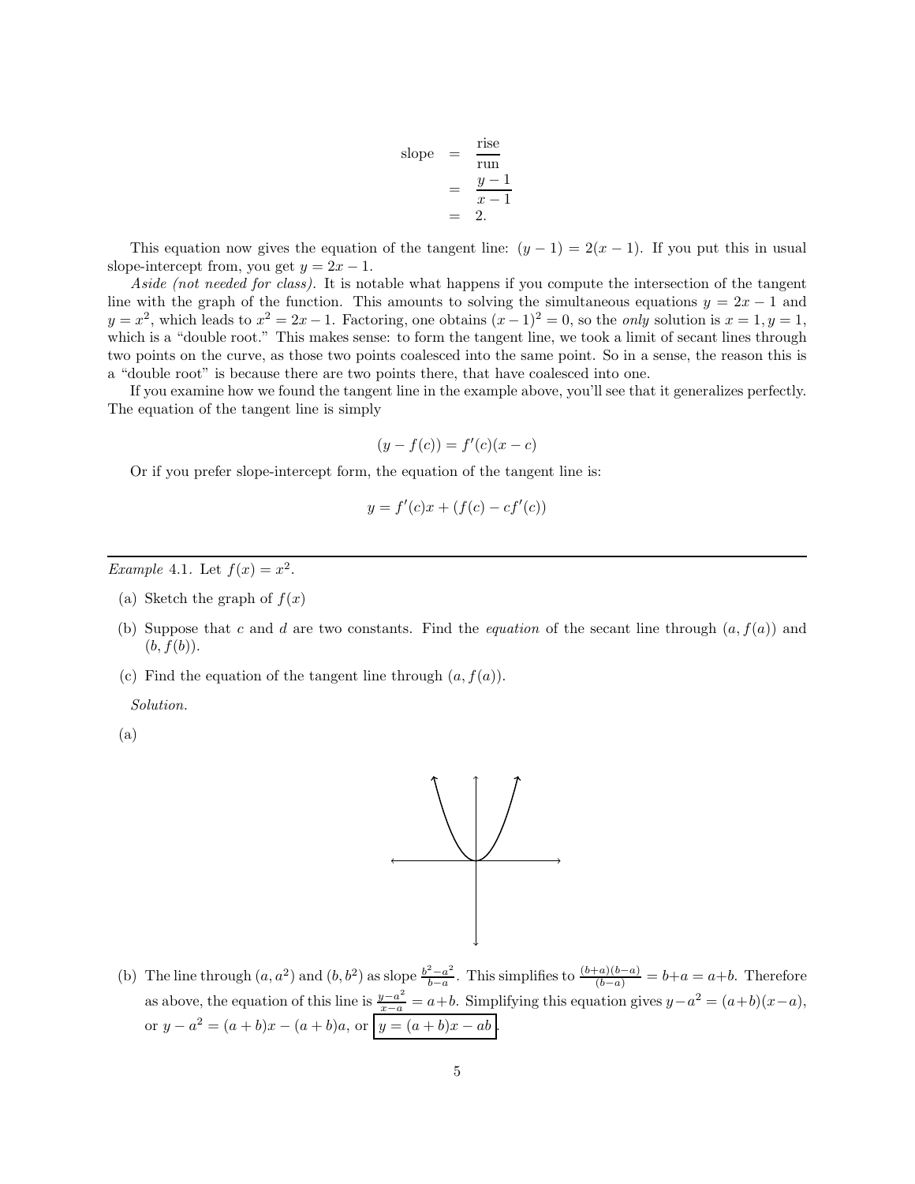$$
\begin{aligned}
\text{slope} &= \frac{\text{rise}}{\text{run}} \\
&= \frac{y-1}{x-1} \\
&= 2.
\end{aligned}
$$

This equation now gives the equation of the tangent line: $(y-1) = 2(x-1)$. If you put this in usual slope-intercept from, you get $y = 2x - 1$.

*Aside (not needed for class).* It is notable what happens if you compute the intersection of the tangent line with the graph of the function. This amounts to solving the simultaneous equations $y = 2x - 1$ and $y = x^2$, which leads to $x^2 = 2x - 1$. Factoring, one obtains $(x-1)^2 = 0$, so the *only* solution is $x = 1, y = 1$, which is a "double root." This makes sense: to form the tangent line, we took a limit of secant lines through two points on the curve, as those two points coalesced into the same point. So in a sense, the reason this is a "double root" is because there are two points there, that have coalesced into one.

If you examine how we found the tangent line in the example above, you'll see that it generalizes perfectly. The equation of the tangent line is simply

$$(y - f(c)) = f'(c)(x - c)$$

Or if you prefer slope-intercept form, the equation of the tangent line is:

$$y = f'(c)x + (f(c) - cf'(c))$$

---

*Example* 4.1. Let $f(x) = x^2$.

(a) Sketch the graph of $f(x)$

(b) Suppose that $c$ and $d$ are two constants. Find the *equation* of the secant line through $(a, f(a))$ and $(b, f(b))$.

(c) Find the equation of the tangent line through $(a, f(a))$.

*Solution.*

(a)

(b) The line through $(a, a^2)$ and $(b, b^2)$ as slope $\frac{b^2 - a^2}{b - a}$. This simplifies to $\frac{(b+a)(b-a)}{(b-a)} = b + a = a + b$. Therefore as above, the equation of this line is $\frac{y - a^2}{x - a} = a + b$. Simplifying this equation gives $y - a^2 = (a+b)(x-a)$, or $y - a^2 = (a+b)x - (a+b)a$, or $\boxed{y = (a+b)x - ab}$.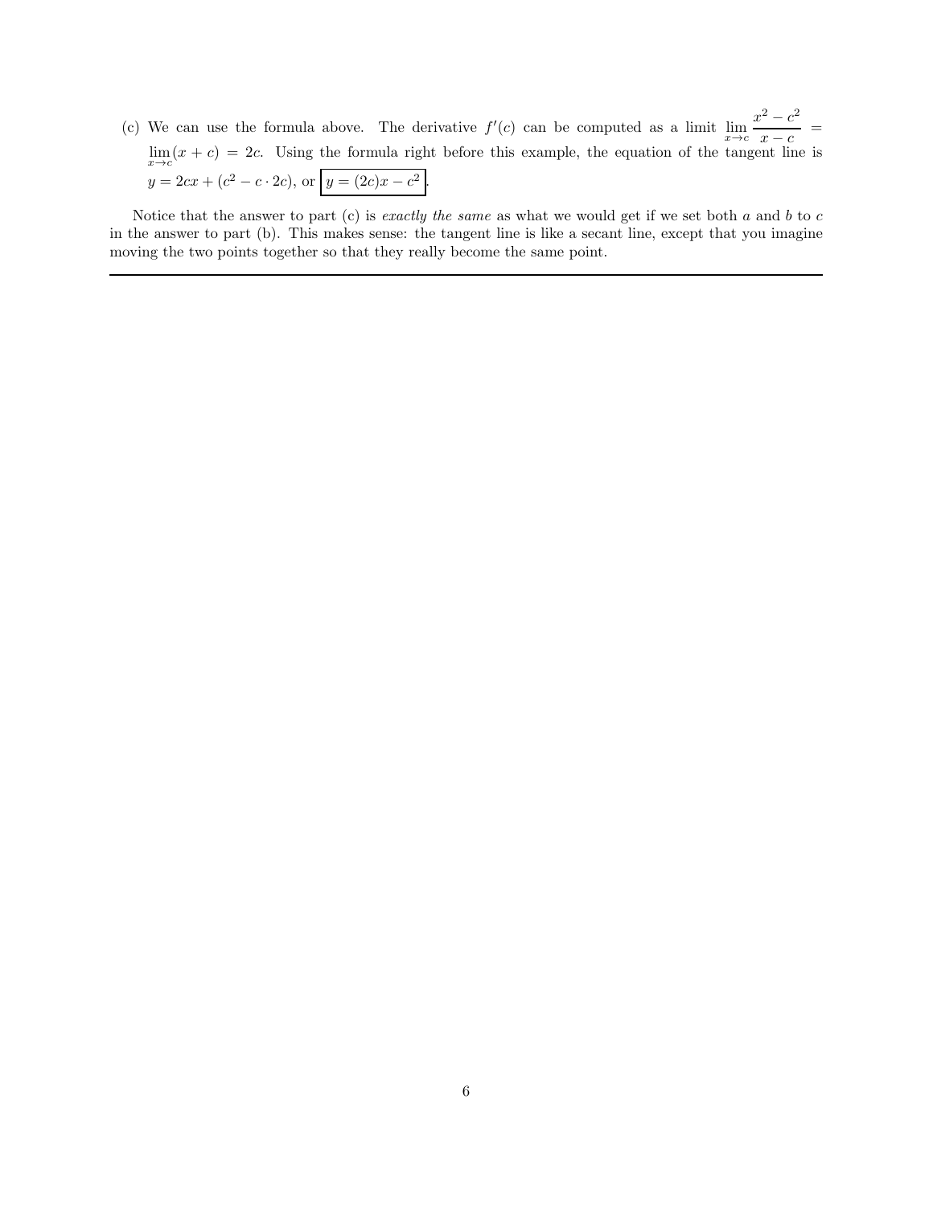(c) We can use the formula above. The derivative $f'(c)$ can be computed as a limit $\lim_{x \to c} \frac{x^2 - c^2}{x - c} = \lim_{x \to c}(x + c) = 2c$. Using the formula right before this example, the equation of the tangent line is $y = 2cx + (c^2 - c \cdot 2c)$, or $\boxed{y = (2c)x - c^2}$.

Notice that the answer to part (c) is *exactly the same* as what we would get if we set both $a$ and $b$ to $c$ in the answer to part (b). This makes sense: the tangent line is like a secant line, except that you imagine moving the two points together so that they really become the same point.

---